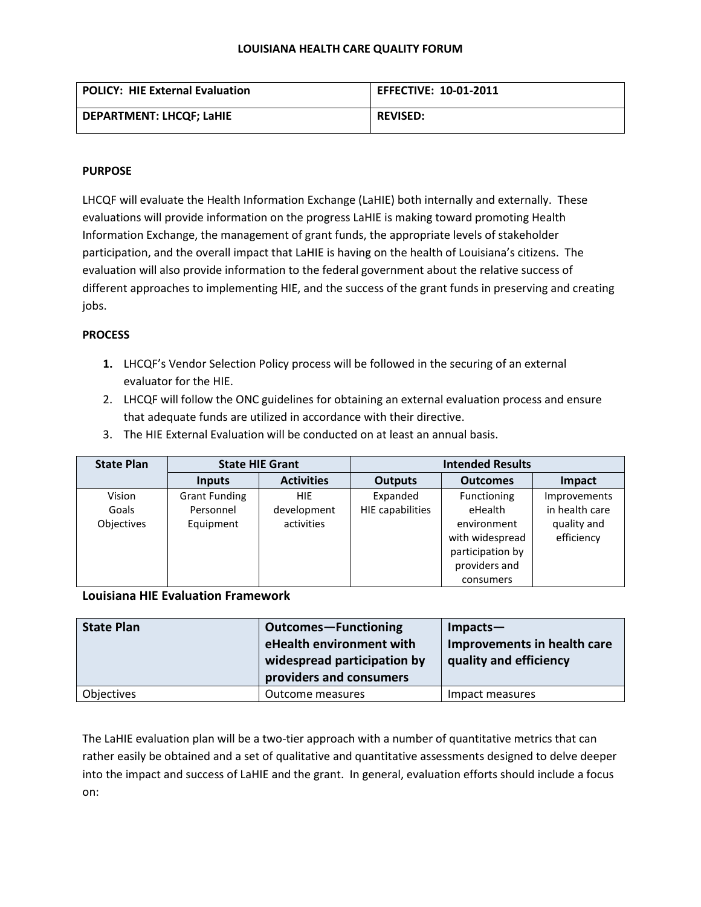# LOUISIANA HEALTH CARE QUALITY FORUM

| **POLICY: HIE External Evaluation** | **EFFECTIVE: 10-01-2011** |
|---|---|
| **DEPARTMENT: LHCQF; LaHIE** | **REVISED:** |

## PURPOSE

LHCQF will evaluate the Health Information Exchange (LaHIE) both internally and externally. These evaluations will provide information on the progress LaHIE is making toward promoting Health Information Exchange, the management of grant funds, the appropriate levels of stakeholder participation, and the overall impact that LaHIE is having on the health of Louisiana's citizens. The evaluation will also provide information to the federal government about the relative success of different approaches to implementing HIE, and the success of the grant funds in preserving and creating jobs.

## PROCESS

1. LHCQF's Vendor Selection Policy process will be followed in the securing of an external evaluator for the HIE.
2. LHCQF will follow the ONC guidelines for obtaining an external evaluation process and ensure that adequate funds are utilized in accordance with their directive.
3. The HIE External Evaluation will be conducted on at least an annual basis.

| **State Plan** | **State HIE Grant** | | **Intended Results** | | |
|---|---|---|---|---|---|
| | **Inputs** | **Activities** | **Outputs** | **Outcomes** | **Impact** |
| Vision<br>Goals<br>Objectives | Grant Funding<br>Personnel<br>Equipment | HIE development activities | Expanded HIE capabilities | Functioning eHealth environment with widespread participation by providers and consumers | Improvements in health care quality and efficiency |

**Louisiana HIE Evaluation Framework**

| **State Plan** | **Outcomes—Functioning eHealth environment with widespread participation by providers and consumers** | **Impacts—Improvements in health care quality and efficiency** |
|---|---|---|
| Objectives | Outcome measures | Impact measures |

The LaHIE evaluation plan will be a two-tier approach with a number of quantitative metrics that can rather easily be obtained and a set of qualitative and quantitative assessments designed to delve deeper into the impact and success of LaHIE and the grant. In general, evaluation efforts should include a focus on: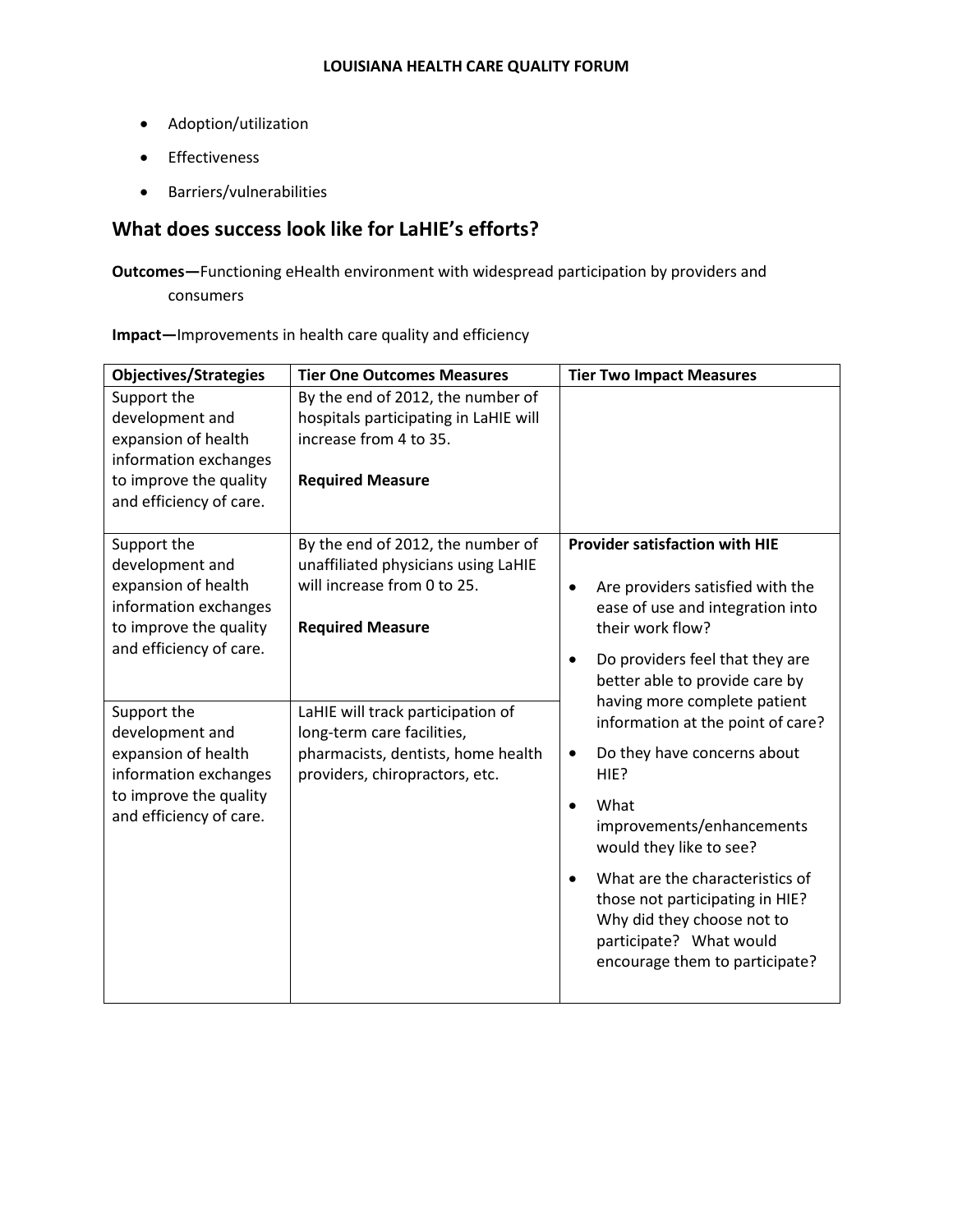- Adoption/utilization
- Effectiveness
- Barriers/vulnerabilities

## What does success look like for LaHIE's efforts?

**Outcomes—**Functioning eHealth environment with widespread participation by providers and consumers

**Impact—**Improvements in health care quality and efficiency

| Objectives/Strategies | Tier One Outcomes Measures | Tier Two Impact Measures |
|---|---|---|
| Support the development and expansion of health information exchanges to improve the quality and efficiency of care. | By the end of 2012, the number of hospitals participating in LaHIE will increase from 4 to 35.<br><br>**Required Measure** | |
| Support the development and expansion of health information exchanges to improve the quality and efficiency of care. | By the end of 2012, the number of unaffiliated physicians using LaHIE will increase from 0 to 25.<br><br>**Required Measure** | **Provider satisfaction with HIE**<br><br>• Are providers satisfied with the ease of use and integration into their work flow?<br>• Do providers feel that they are better able to provide care by having more complete patient information at the point of care?<br>• Do they have concerns about HIE?<br>• What improvements/enhancements would they like to see?<br>• What are the characteristics of those not participating in HIE? Why did they choose not to participate? What would encourage them to participate? |
| Support the development and expansion of health information exchanges to improve the quality and efficiency of care. | LaHIE will track participation of long-term care facilities, pharmacists, dentists, home health providers, chiropractors, etc. | |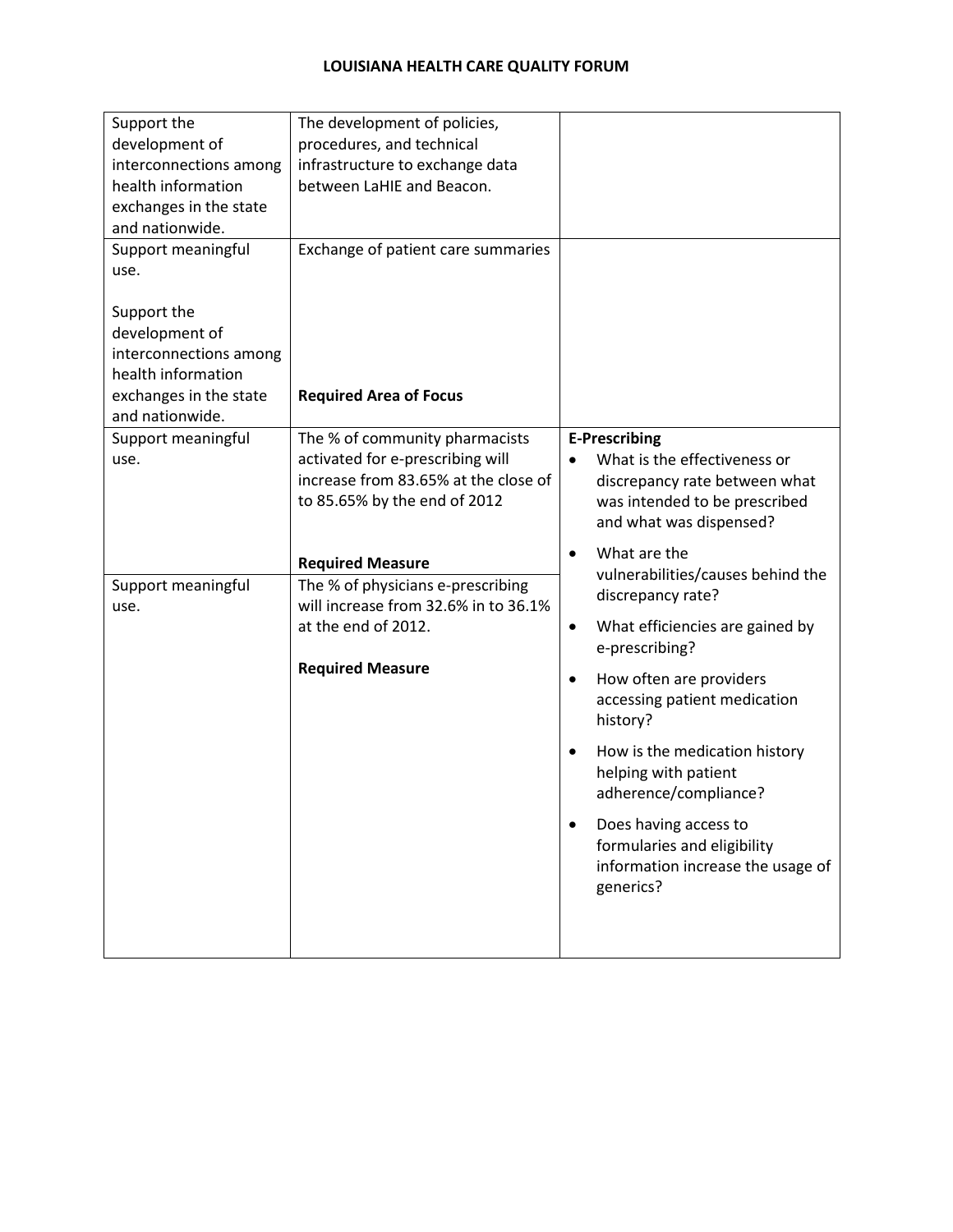| | | |
|---|---|---|
| Support the development of interconnections among health information exchanges in the state and nationwide. | The development of policies, procedures, and technical infrastructure to exchange data between LaHIE and Beacon. | |
| Support meaningful use.<br><br>Support the development of interconnections among health information exchanges in the state and nationwide. | Exchange of patient care summaries<br><br>**Required Area of Focus** | |
| Support meaningful use. | The % of community pharmacists activated for e-prescribing will increase from 83.65% at the close of to 85.65% by the end of 2012<br><br>**Required Measure** | **E-Prescribing**<br>• What is the effectiveness or discrepancy rate between what was intended to be prescribed and what was dispensed?<br>• What are the vulnerabilities/causes behind the discrepancy rate?<br>• What efficiencies are gained by e-prescribing?<br>• How often are providers accessing patient medication history?<br>• How is the medication history helping with patient adherence/compliance?<br>• Does having access to formularies and eligibility information increase the usage of generics? |
| Support meaningful use. | The % of physicians e-prescribing will increase from 32.6% in to 36.1% at the end of 2012.<br><br>**Required Measure** | |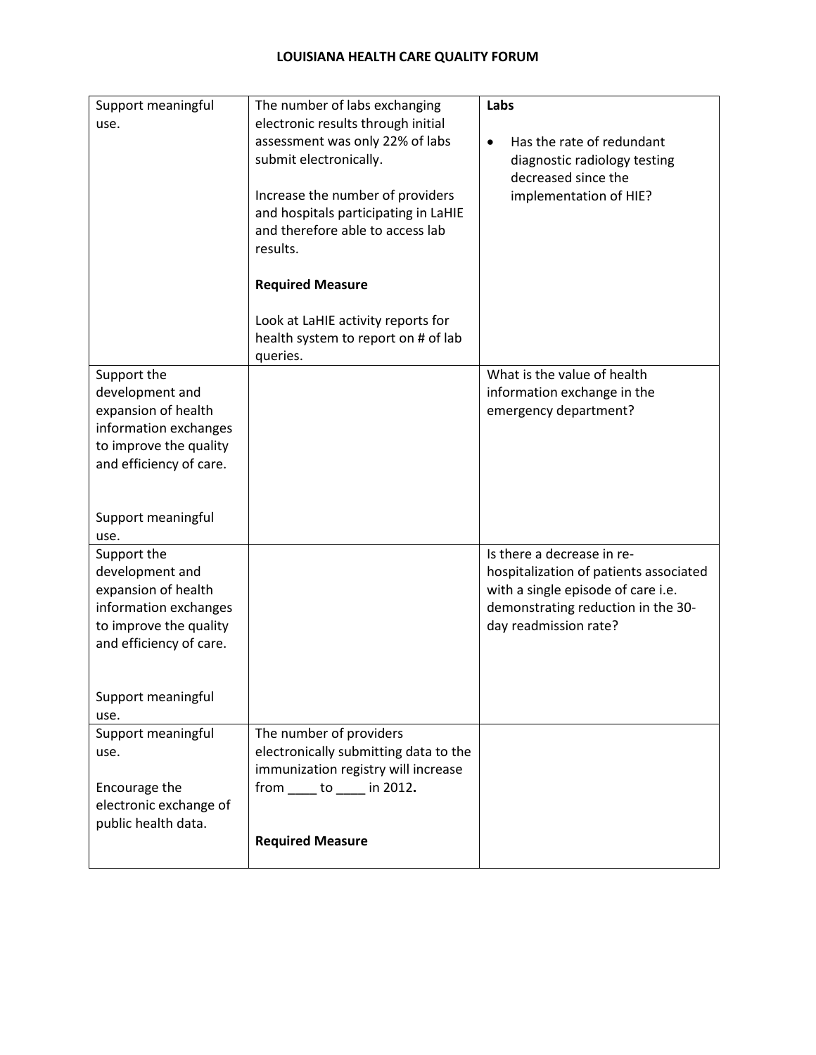| | | |
|---|---|---|
| Support meaningful use. | The number of labs exchanging electronic results through initial assessment was only 22% of labs submit electronically.<br><br>Increase the number of providers and hospitals participating in LaHIE and therefore able to access lab results.<br><br>**Required Measure**<br><br>Look at LaHIE activity reports for health system to report on # of lab queries. | **Labs**<br><br>• Has the rate of redundant diagnostic radiology testing decreased since the implementation of HIE? |
| Support the development and expansion of health information exchanges to improve the quality and efficiency of care.<br><br>Support meaningful use. | | What is the value of health information exchange in the emergency department? |
| Support the development and expansion of health information exchanges to improve the quality and efficiency of care.<br><br>Support meaningful use. | | Is there a decrease in re-hospitalization of patients associated with a single episode of care i.e. demonstrating reduction in the 30-day readmission rate? |
| Support meaningful use.<br><br>Encourage the electronic exchange of public health data. | The number of providers electronically submitting data to the immunization registry will increase from ____ to ____ in 2012.<br><br>**Required Measure** | |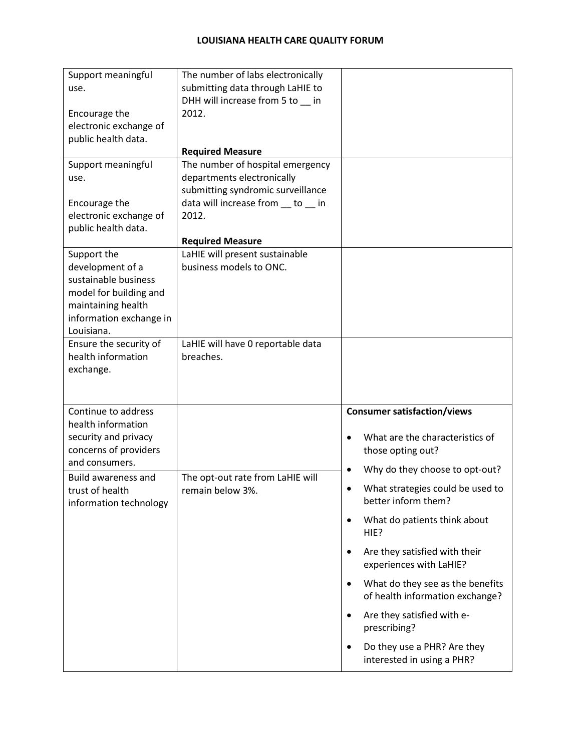| | | |
|---|---|---|
| Support meaningful use.<br><br>Encourage the electronic exchange of public health data. | The number of labs electronically submitting data through LaHIE to DHH will increase from 5 to __ in 2012.<br><br>**Required Measure** | |
| Support meaningful use.<br><br>Encourage the electronic exchange of public health data. | The number of hospital emergency departments electronically submitting syndromic surveillance data will increase from __ to __ in 2012.<br><br>**Required Measure** | |
| Support the development of a sustainable business model for building and maintaining health information exchange in Louisiana. | LaHIE will present sustainable business models to ONC. | |
| Ensure the security of health information exchange. | LaHIE will have 0 reportable data breaches. | |
| Continue to address health information security and privacy concerns of providers and consumers. | | **Consumer satisfaction/views**<br><br>• What are the characteristics of those opting out?<br>• Why do they choose to opt-out?<br>• What strategies could be used to better inform them?<br>• What do patients think about HIE?<br>• Are they satisfied with their experiences with LaHIE?<br>• What do they see as the benefits of health information exchange?<br>• Are they satisfied with e-prescribing?<br>• Do they use a PHR? Are they interested in using a PHR? |
| Build awareness and trust of health information technology | The opt-out rate from LaHIE will remain below 3%. | |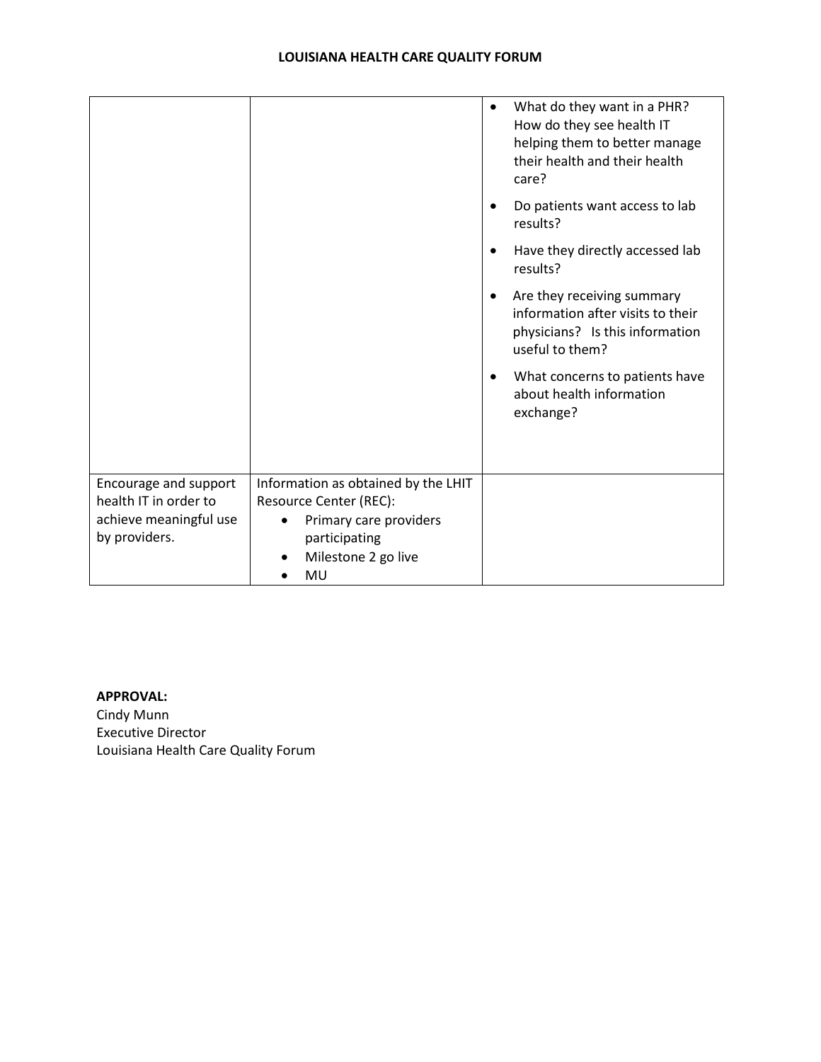| | | |
|---|---|---|
| | | • What do they want in a PHR? How do they see health IT helping them to better manage their health and their health care?<br>• Do patients want access to lab results?<br>• Have they directly accessed lab results?<br>• Are they receiving summary information after visits to their physicians? Is this information useful to them?<br>• What concerns to patients have about health information exchange? |
| Encourage and support health IT in order to achieve meaningful use by providers. | Information as obtained by the LHIT Resource Center (REC):<br>• Primary care providers participating<br>• Milestone 2 go live<br>• MU | |

**APPROVAL:**
Cindy Munn
Executive Director
Louisiana Health Care Quality Forum